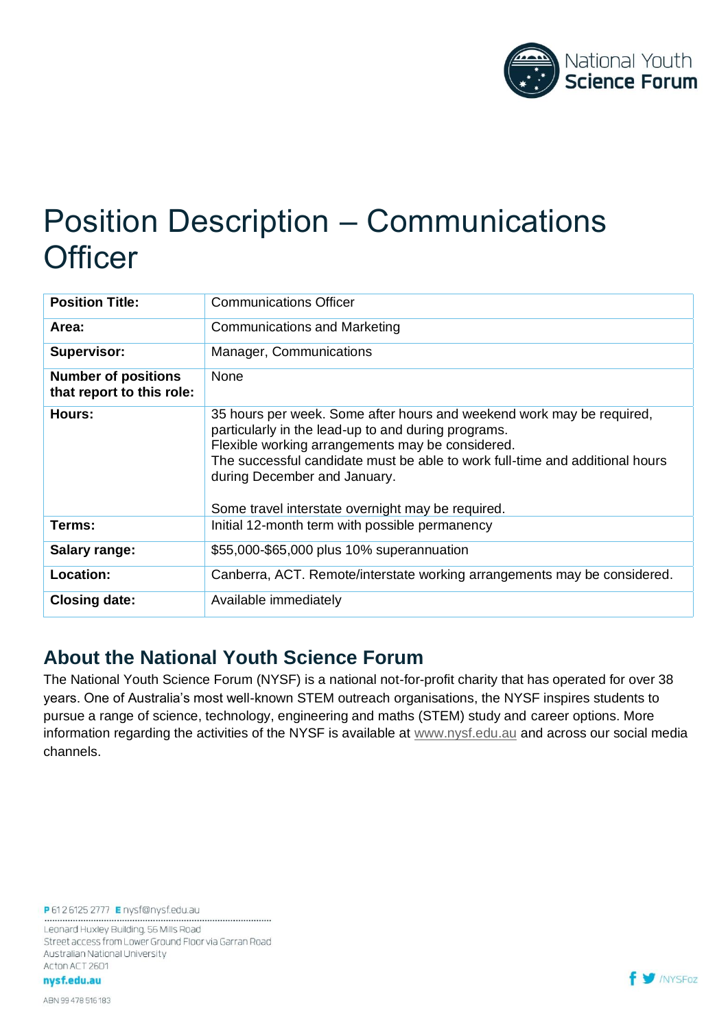# Position Description – Communications Officer

| **Position Title:** | Communications Officer |
|---|---|
| **Area:** | Communications and Marketing |
| **Supervisor:** | Manager, Communications |
| **Number of positions that report to this role:** | None |
| **Hours:** | 35 hours per week. Some after hours and weekend work may be required, particularly in the lead-up to and during programs.<br>Flexible working arrangements may be considered.<br>The successful candidate must be able to work full-time and additional hours during December and January.<br><br>Some travel interstate overnight may be required. |
| **Terms:** | Initial 12-month term with possible permanency |
| **Salary range:** | $55,000-$65,000 plus 10% superannuation |
| **Location:** | Canberra, ACT. Remote/interstate working arrangements may be considered. |
| **Closing date:** | Available immediately |

## About the National Youth Science Forum

The National Youth Science Forum (NYSF) is a national not-for-profit charity that has operated for over 38 years. One of Australia's most well-known STEM outreach organisations, the NYSF inspires students to pursue a range of science, technology, engineering and maths (STEM) study and career options. More information regarding the activities of the NYSF is available at www.nysf.edu.au and across our social media channels.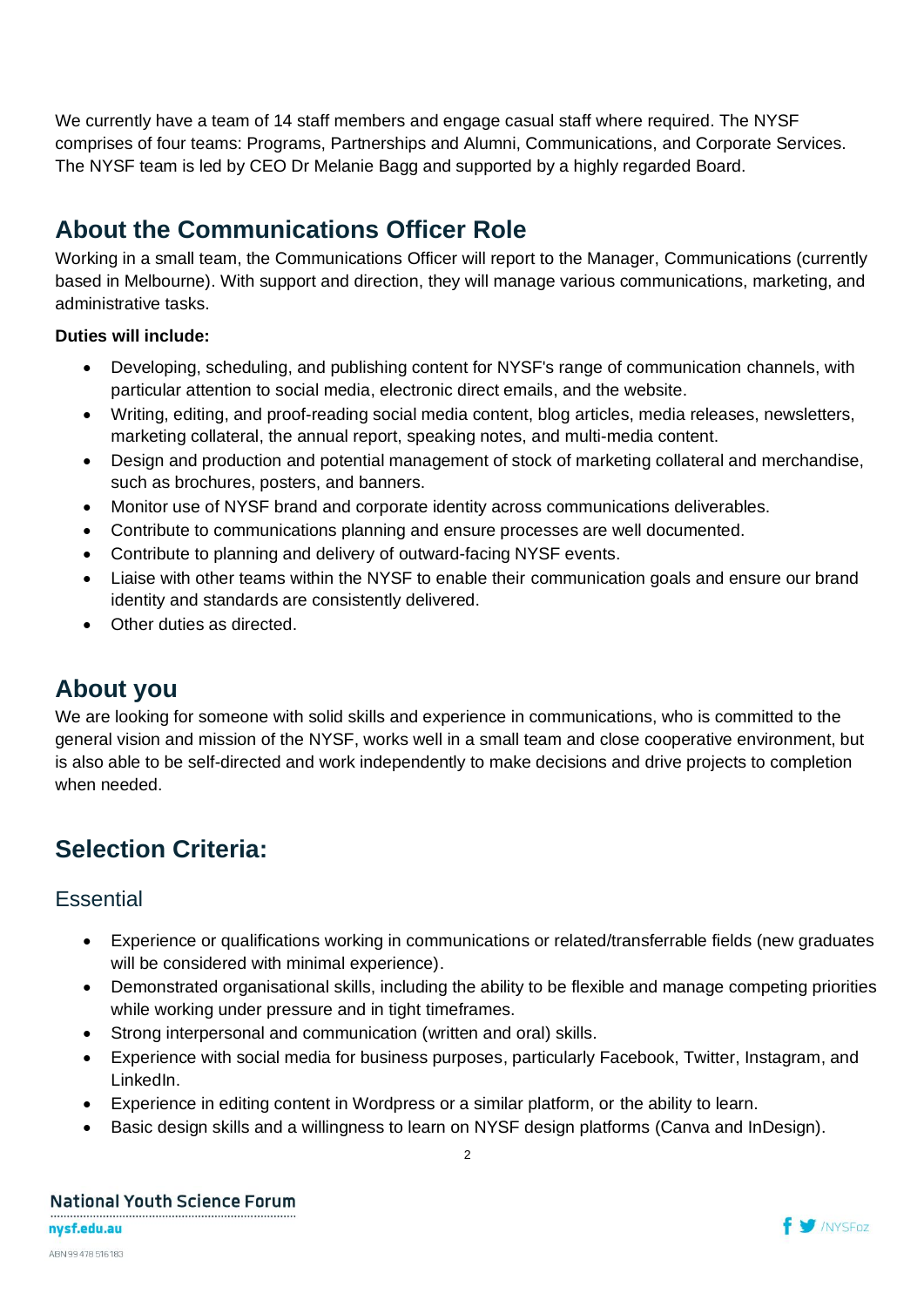We currently have a team of 14 staff members and engage casual staff where required. The NYSF comprises of four teams: Programs, Partnerships and Alumni, Communications, and Corporate Services. The NYSF team is led by CEO Dr Melanie Bagg and supported by a highly regarded Board.

## About the Communications Officer Role

Working in a small team, the Communications Officer will report to the Manager, Communications (currently based in Melbourne). With support and direction, they will manage various communications, marketing, and administrative tasks.

**Duties will include:**

- Developing, scheduling, and publishing content for NYSF's range of communication channels, with particular attention to social media, electronic direct emails, and the website.
- Writing, editing, and proof-reading social media content, blog articles, media releases, newsletters, marketing collateral, the annual report, speaking notes, and multi-media content.
- Design and production and potential management of stock of marketing collateral and merchandise, such as brochures, posters, and banners.
- Monitor use of NYSF brand and corporate identity across communications deliverables.
- Contribute to communications planning and ensure processes are well documented.
- Contribute to planning and delivery of outward-facing NYSF events.
- Liaise with other teams within the NYSF to enable their communication goals and ensure our brand identity and standards are consistently delivered.
- Other duties as directed.

## About you

We are looking for someone with solid skills and experience in communications, who is committed to the general vision and mission of the NYSF, works well in a small team and close cooperative environment, but is also able to be self-directed and work independently to make decisions and drive projects to completion when needed.

## Selection Criteria:

### Essential

- Experience or qualifications working in communications or related/transferrable fields (new graduates will be considered with minimal experience).
- Demonstrated organisational skills, including the ability to be flexible and manage competing priorities while working under pressure and in tight timeframes.
- Strong interpersonal and communication (written and oral) skills.
- Experience with social media for business purposes, particularly Facebook, Twitter, Instagram, and LinkedIn.
- Experience in editing content in Wordpress or a similar platform, or the ability to learn.
- Basic design skills and a willingness to learn on NYSF design platforms (Canva and InDesign).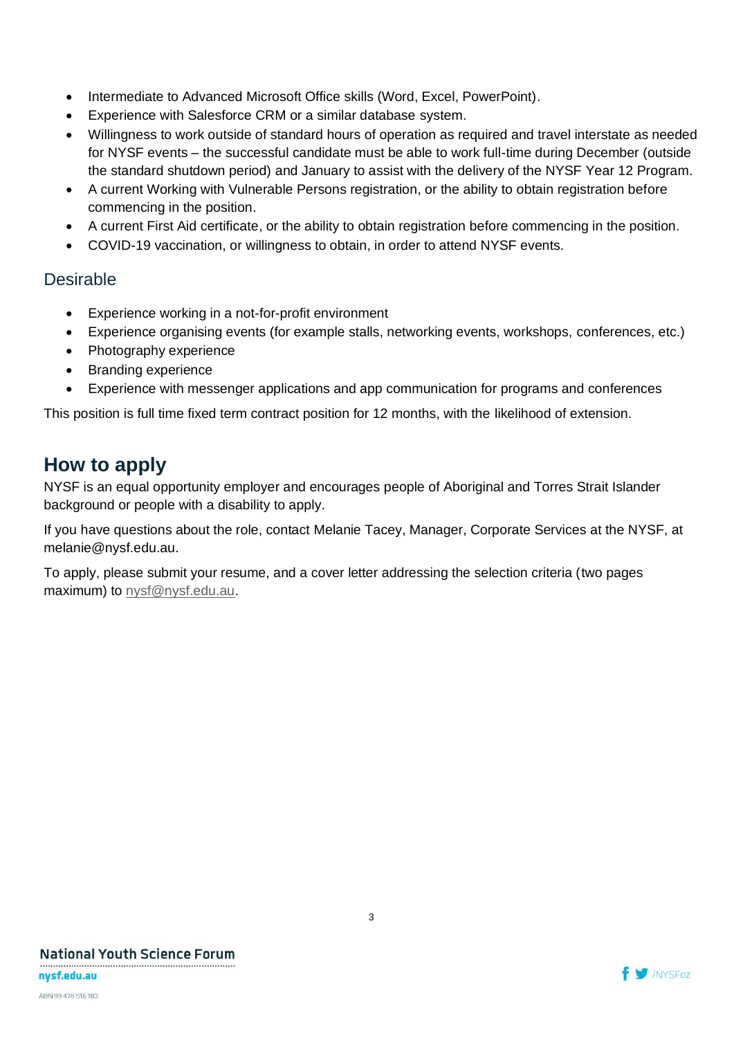- Intermediate to Advanced Microsoft Office skills (Word, Excel, PowerPoint).
- Experience with Salesforce CRM or a similar database system.
- Willingness to work outside of standard hours of operation as required and travel interstate as needed for NYSF events – the successful candidate must be able to work full-time during December (outside the standard shutdown period) and January to assist with the delivery of the NYSF Year 12 Program.
- A current Working with Vulnerable Persons registration, or the ability to obtain registration before commencing in the position.
- A current First Aid certificate, or the ability to obtain registration before commencing in the position.
- COVID-19 vaccination, or willingness to obtain, in order to attend NYSF events.

### Desirable

- Experience working in a not-for-profit environment
- Experience organising events (for example stalls, networking events, workshops, conferences, etc.)
- Photography experience
- Branding experience
- Experience with messenger applications and app communication for programs and conferences

This position is full time fixed term contract position for 12 months, with the likelihood of extension.

## How to apply

NYSF is an equal opportunity employer and encourages people of Aboriginal and Torres Strait Islander background or people with a disability to apply.

If you have questions about the role, contact Melanie Tacey, Manager, Corporate Services at the NYSF, at melanie@nysf.edu.au.

To apply, please submit your resume, and a cover letter addressing the selection criteria (two pages maximum) to nysf@nysf.edu.au.